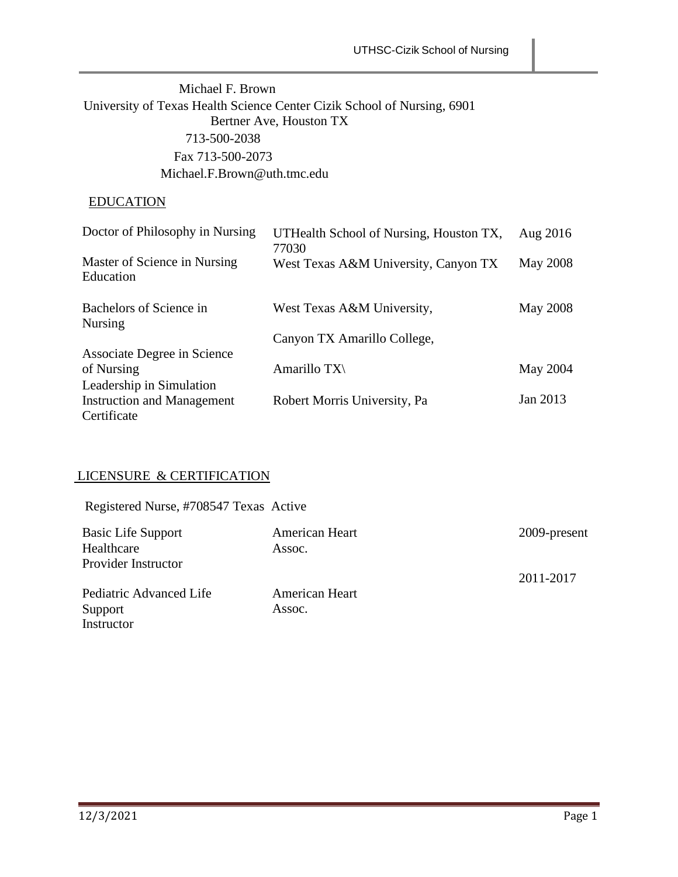Michael F. Brown
University of Texas Health Science Center Cizik School of Nursing, 6901 Bertner Ave, Houston TX
713-500-2038
Fax 713-500-2073
Michael.F.Brown@uth.tmc.edu

## EDUCATION

| Degree | Institution | Date |
|---|---|---|
| Doctor of Philosophy in Nursing | UTHealth School of Nursing, Houston TX, 77030 | Aug 2016 |
| Master of Science in Nursing Education | West Texas A&M University, Canyon TX | May 2008 |
| Bachelors of Science in Nursing | West Texas A&M University, | May 2008 |
| | Canyon TX Amarillo College, | |
| Associate Degree in Science of Nursing | Amarillo TX\ | May 2004 |
| Leadership in Simulation Instruction and Management Certificate | Robert Morris University, Pa | Jan 2013 |

## LICENSURE & CERTIFICATION

Registered Nurse, #708547 Texas Active

| Certification | Organization | Dates |
|---|---|---|
| Basic Life Support Healthcare Provider Instructor | American Heart Assoc. | 2009-present |
| Pediatric Advanced Life Support Instructor | American Heart Assoc. | 2011-2017 |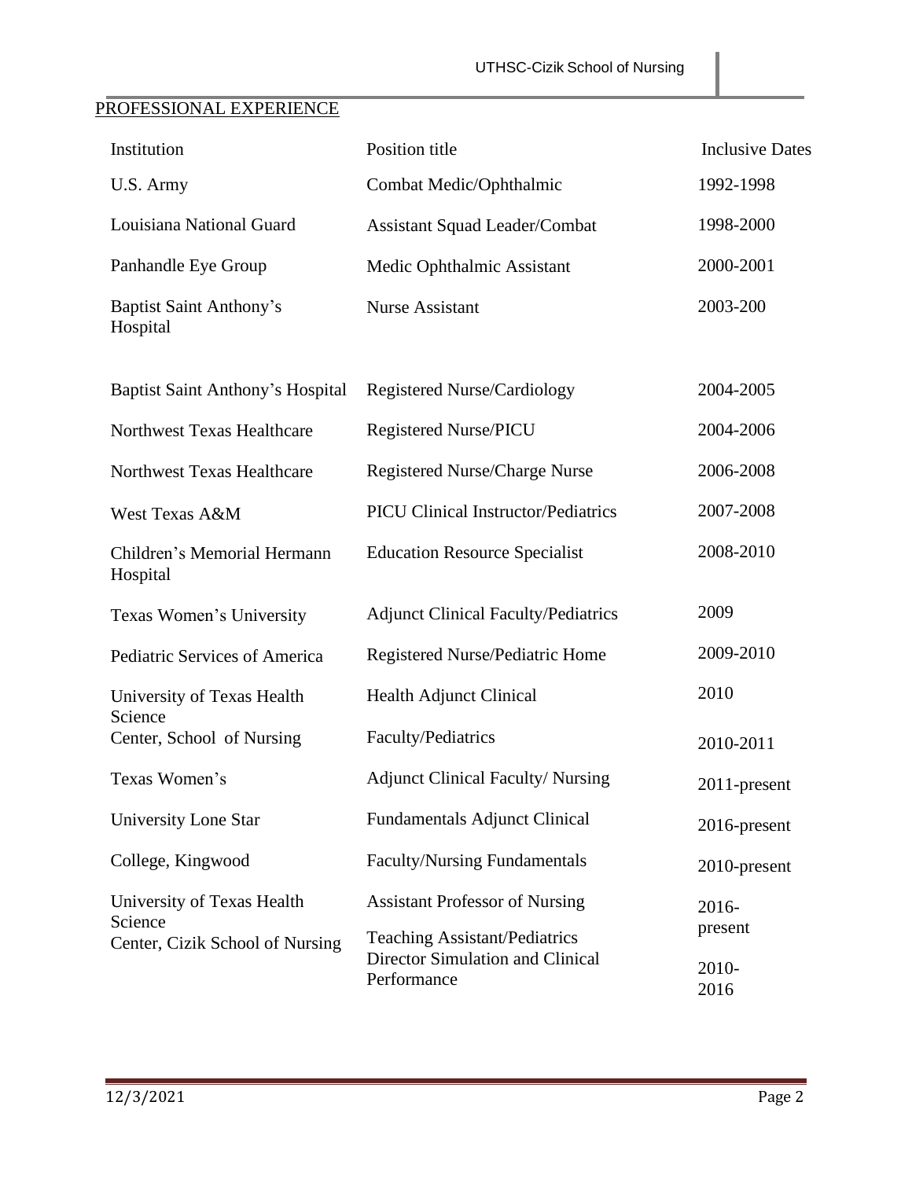## PROFESSIONAL EXPERIENCE

| Institution | Position title | Inclusive Dates |
|---|---|---|
| U.S. Army | Combat Medic/Ophthalmic | 1992-1998 |
| Louisiana National Guard | Assistant Squad Leader/Combat | 1998-2000 |
| Panhandle Eye Group | Medic Ophthalmic Assistant | 2000-2001 |
| Baptist Saint Anthony's Hospital | Nurse Assistant | 2003-200 |
| Baptist Saint Anthony's Hospital | Registered Nurse/Cardiology | 2004-2005 |
| Northwest Texas Healthcare | Registered Nurse/PICU | 2004-2006 |
| Northwest Texas Healthcare | Registered Nurse/Charge Nurse | 2006-2008 |
| West Texas A&M | PICU Clinical Instructor/Pediatrics | 2007-2008 |
| Children's Memorial Hermann Hospital | Education Resource Specialist | 2008-2010 |
| Texas Women's University | Adjunct Clinical Faculty/Pediatrics | 2009 |
| Pediatric Services of America | Registered Nurse/Pediatric Home | 2009-2010 |
| University of Texas Health Science | Health Adjunct Clinical | 2010 |
| Center, School of Nursing | Faculty/Pediatrics | 2010-2011 |
| Texas Women's | Adjunct Clinical Faculty/ Nursing | 2011-present |
| University Lone Star | Fundamentals Adjunct Clinical | 2016-present |
| College, Kingwood | Faculty/Nursing Fundamentals | 2010-present |
| University of Texas Health Science Center, Cizik School of Nursing | Assistant Professor of Nursing | 2016-present |
| | Teaching Assistant/Pediatrics Director Simulation and Clinical Performance | 2010-2016 |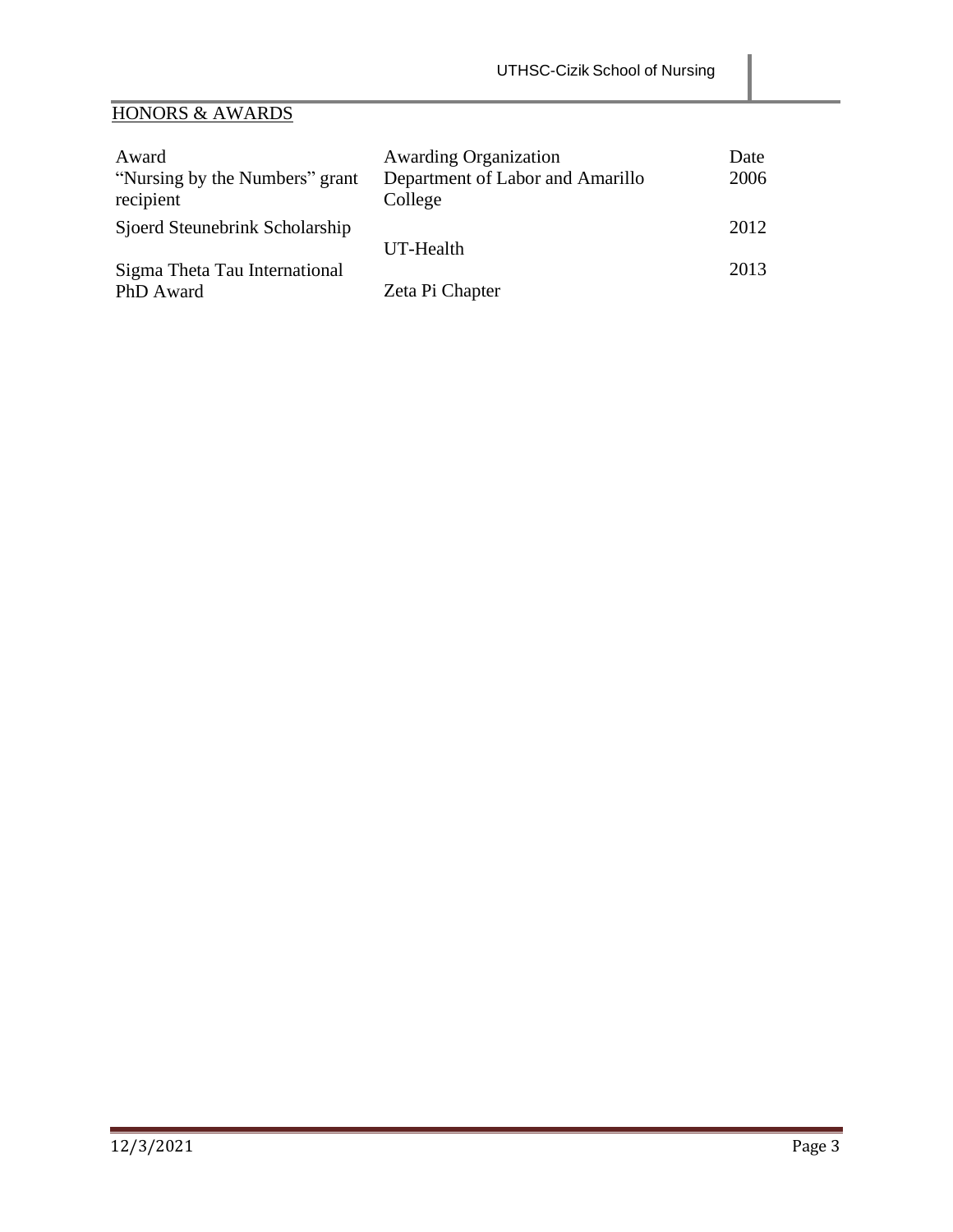## HONORS & AWARDS

| Award | Awarding Organization | Date |
|---|---|---|
| "Nursing by the Numbers" grant recipient | Department of Labor and Amarillo College | 2006 |
| Sjoerd Steunebrink Scholarship | UT-Health | 2012 |
| Sigma Theta Tau International PhD Award | Zeta Pi Chapter | 2013 |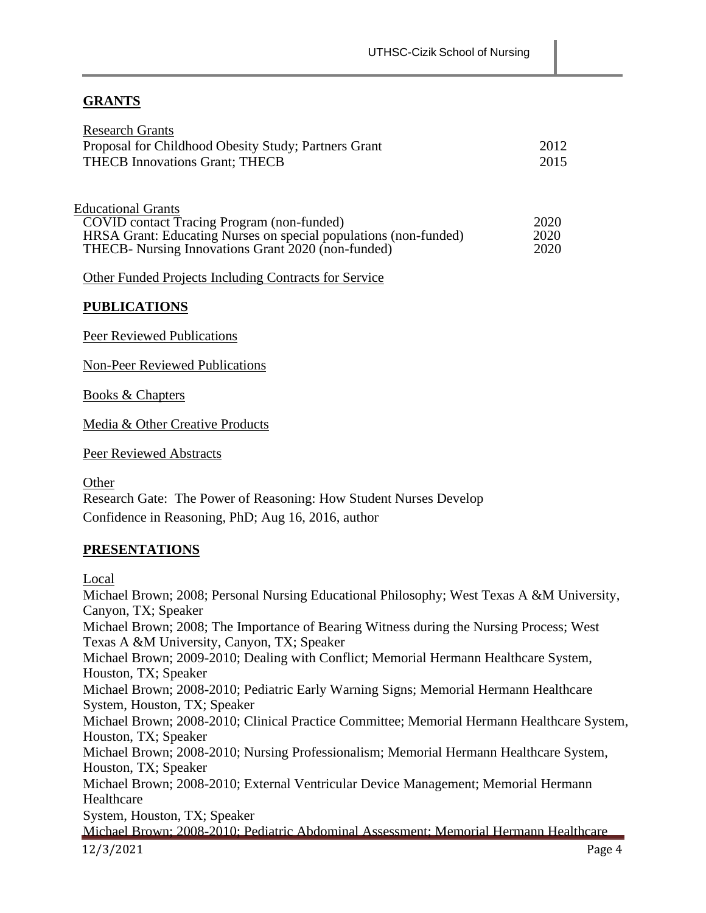## GRANTS

Research Grants

| | |
|---|---|
| Proposal for Childhood Obesity Study; Partners Grant | 2012 |
| THECB Innovations Grant; THECB | 2015 |

Educational Grants

| | |
|---|---|
| COVID contact Tracing Program (non-funded) | 2020 |
| HRSA Grant: Educating Nurses on special populations (non-funded) | 2020 |
| THECB- Nursing Innovations Grant 2020 (non-funded) | 2020 |

Other Funded Projects Including Contracts for Service

## PUBLICATIONS

Peer Reviewed Publications

Non-Peer Reviewed Publications

Books & Chapters

Media & Other Creative Products

Peer Reviewed Abstracts

Other

Research Gate: The Power of Reasoning: How Student Nurses Develop Confidence in Reasoning, PhD; Aug 16, 2016, author

## PRESENTATIONS

Local

Michael Brown; 2008; Personal Nursing Educational Philosophy; West Texas A &M University, Canyon, TX; Speaker

Michael Brown; 2008; The Importance of Bearing Witness during the Nursing Process; West Texas A &M University, Canyon, TX; Speaker

Michael Brown; 2009-2010; Dealing with Conflict; Memorial Hermann Healthcare System, Houston, TX; Speaker

Michael Brown; 2008-2010; Pediatric Early Warning Signs; Memorial Hermann Healthcare System, Houston, TX; Speaker

Michael Brown; 2008-2010; Clinical Practice Committee; Memorial Hermann Healthcare System, Houston, TX; Speaker

Michael Brown; 2008-2010; Nursing Professionalism; Memorial Hermann Healthcare System, Houston, TX; Speaker

Michael Brown; 2008-2010; External Ventricular Device Management; Memorial Hermann Healthcare System, Houston, TX; Speaker

Michael Brown; 2008-2010; Pediatric Abdominal Assessment; Memorial Hermann Healthcare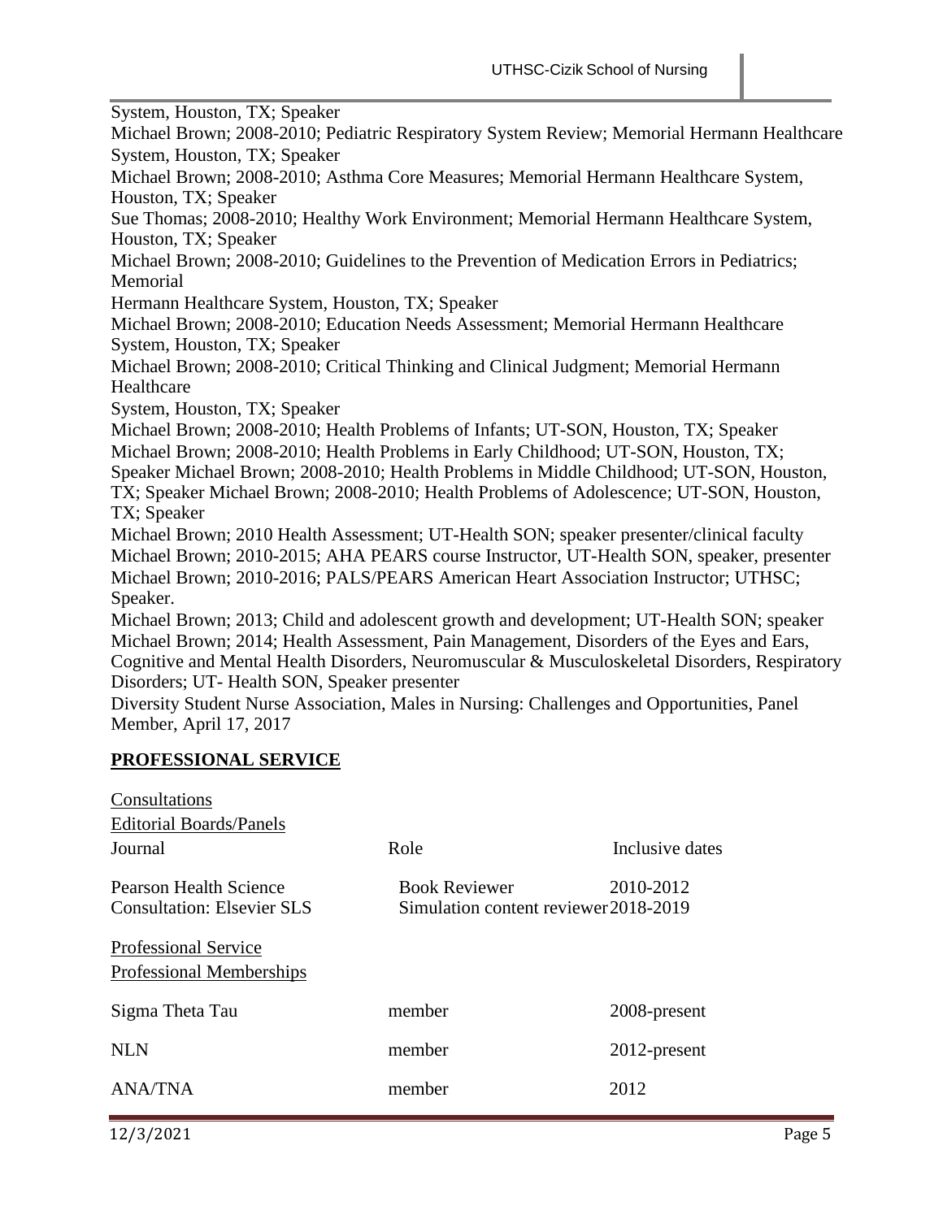System, Houston, TX; Speaker

Michael Brown; 2008-2010; Pediatric Respiratory System Review; Memorial Hermann Healthcare System, Houston, TX; Speaker

Michael Brown; 2008-2010; Asthma Core Measures; Memorial Hermann Healthcare System, Houston, TX; Speaker

Sue Thomas; 2008-2010; Healthy Work Environment; Memorial Hermann Healthcare System, Houston, TX; Speaker

Michael Brown; 2008-2010; Guidelines to the Prevention of Medication Errors in Pediatrics; Memorial

Hermann Healthcare System, Houston, TX; Speaker

Michael Brown; 2008-2010; Education Needs Assessment; Memorial Hermann Healthcare System, Houston, TX; Speaker

Michael Brown; 2008-2010; Critical Thinking and Clinical Judgment; Memorial Hermann Healthcare

System, Houston, TX; Speaker

Michael Brown; 2008-2010; Health Problems of Infants; UT-SON, Houston, TX; Speaker

Michael Brown; 2008-2010; Health Problems in Early Childhood; UT-SON, Houston, TX; Speaker Michael Brown; 2008-2010; Health Problems in Middle Childhood; UT-SON, Houston, TX; Speaker Michael Brown; 2008-2010; Health Problems of Adolescence; UT-SON, Houston, TX; Speaker

Michael Brown; 2010 Health Assessment; UT-Health SON; speaker presenter/clinical faculty

Michael Brown; 2010-2015; AHA PEARS course Instructor, UT-Health SON, speaker, presenter

Michael Brown; 2010-2016; PALS/PEARS American Heart Association Instructor; UTHSC; Speaker.

Michael Brown; 2013; Child and adolescent growth and development; UT-Health SON; speaker

Michael Brown; 2014; Health Assessment, Pain Management, Disorders of the Eyes and Ears, Cognitive and Mental Health Disorders, Neuromuscular & Musculoskeletal Disorders, Respiratory Disorders; UT- Health SON, Speaker presenter

Diversity Student Nurse Association, Males in Nursing: Challenges and Opportunities, Panel Member, April 17, 2017

## PROFESSIONAL SERVICE

Consultations

Editorial Boards/Panels

| Journal | Role | Inclusive dates |
|---|---|---|
| Pearson Health Science | Book Reviewer | 2010-2012 |
| Consultation: Elsevier SLS | Simulation content reviewer | 2018-2019 |

Professional Service

Professional Memberships

| | | |
|---|---|---|
| Sigma Theta Tau | member | 2008-present |
| NLN | member | 2012-present |
| ANA/TNA | member | 2012 |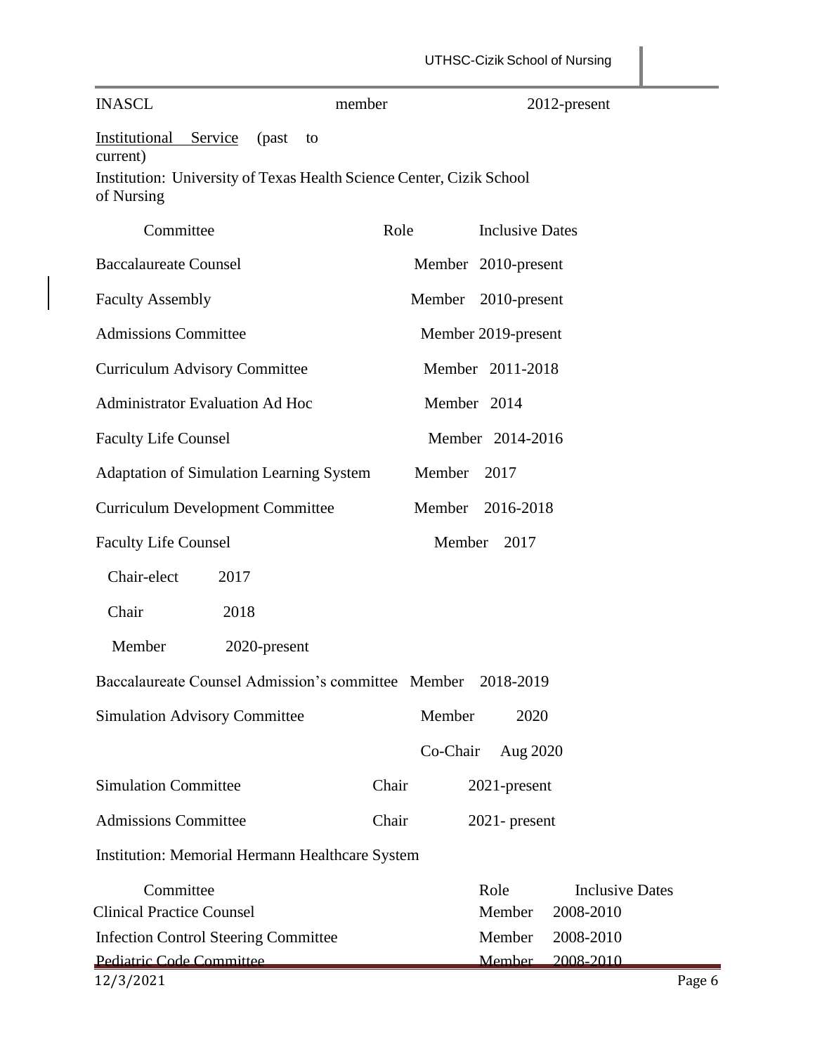| INASCL | member | 2012-present |
|---|---|---|

<u>Institutional Service</u> (past to current)

Institution: University of Texas Health Science Center, Cizik School of Nursing

| Committee | Role | Inclusive Dates |
|---|---|---|
| Baccalaureate Counsel | Member | 2010-present |
| Faculty Assembly | Member | 2010-present |
| Admissions Committee | Member | 2019-present |
| Curriculum Advisory Committee | Member | 2011-2018 |
| Administrator Evaluation Ad Hoc | Member | 2014 |
| Faculty Life Counsel | Member | 2014-2016 |
| Adaptation of Simulation Learning System | Member | 2017 |
| Curriculum Development Committee | Member | 2016-2018 |
| Faculty Life Counsel | Member | 2017 |
| | Chair-elect | 2017 |
| | Chair | 2018 |
| | Member | 2020-present |
| Baccalaureate Counsel Admission's committee | Member | 2018-2019 |
| Simulation Advisory Committee | Member | 2020 |
| | Co-Chair | Aug 2020 |
| Simulation Committee | Chair | 2021-present |
| Admissions Committee | Chair | 2021- present |

Institution: Memorial Hermann Healthcare System

| Committee | Role | Inclusive Dates |
|---|---|---|
| Clinical Practice Counsel | Member | 2008-2010 |
| Infection Control Steering Committee | Member | 2008-2010 |
| Pediatric Code Committee | Member | 2008-2010 |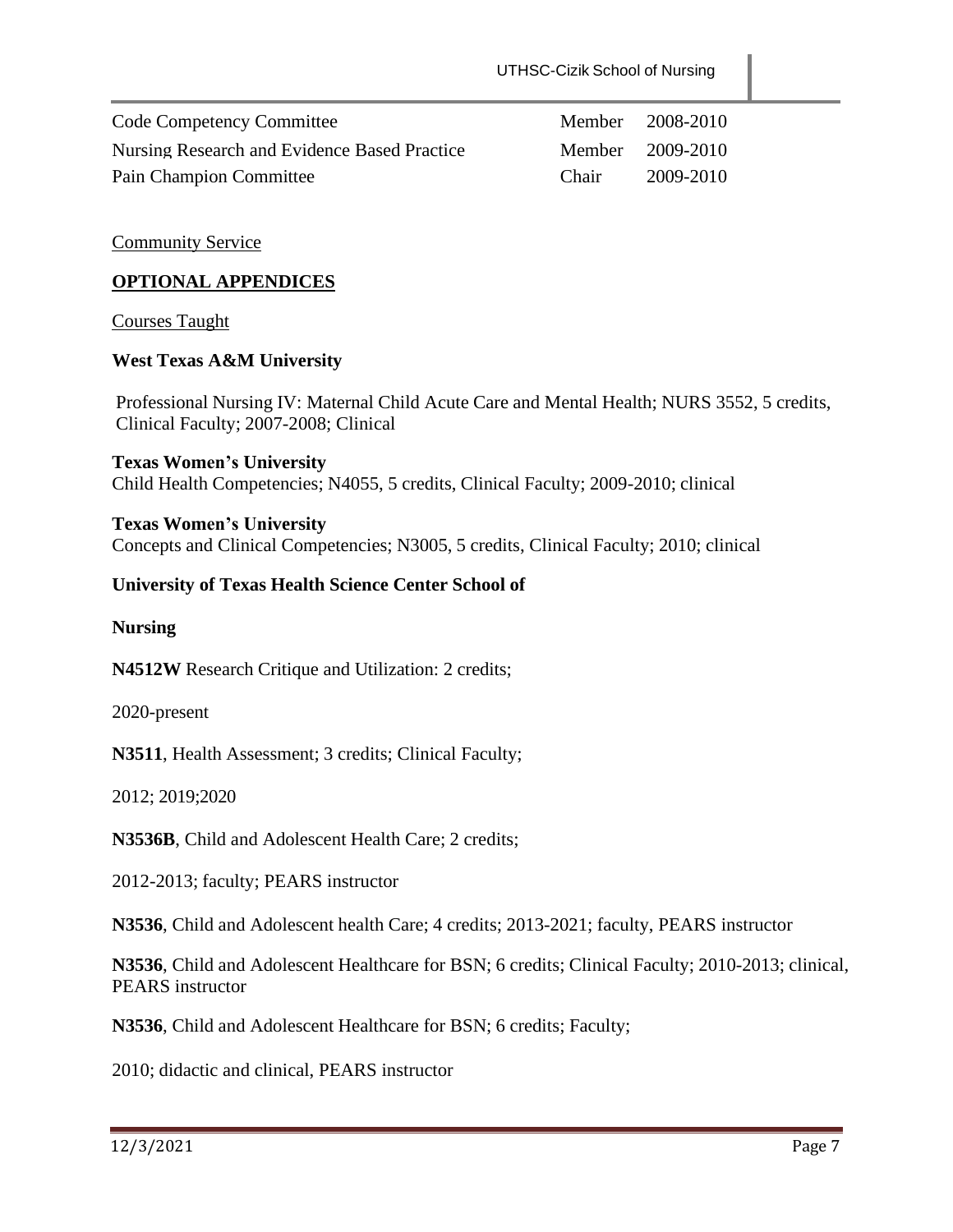| | | |
|---|---|---|
| Code Competency Committee | Member | 2008-2010 |
| Nursing Research and Evidence Based Practice | Member | 2009-2010 |
| Pain Champion Committee | Chair | 2009-2010 |

Community Service

## OPTIONAL APPENDICES

Courses Taught

**West Texas A&M University**

Professional Nursing IV: Maternal Child Acute Care and Mental Health; NURS 3552, 5 credits, Clinical Faculty; 2007-2008; Clinical

**Texas Women's University**
Child Health Competencies; N4055, 5 credits, Clinical Faculty; 2009-2010; clinical

**Texas Women's University**
Concepts and Clinical Competencies; N3005, 5 credits, Clinical Faculty; 2010; clinical

**University of Texas Health Science Center School of**

**Nursing**

**N4512W** Research Critique and Utilization: 2 credits;

2020-present

**N3511**, Health Assessment; 3 credits; Clinical Faculty;

2012; 2019;2020

**N3536B**, Child and Adolescent Health Care; 2 credits;

2012-2013; faculty; PEARS instructor

**N3536**, Child and Adolescent health Care; 4 credits; 2013-2021; faculty, PEARS instructor

**N3536**, Child and Adolescent Healthcare for BSN; 6 credits; Clinical Faculty; 2010-2013; clinical, PEARS instructor

**N3536**, Child and Adolescent Healthcare for BSN; 6 credits; Faculty;

2010; didactic and clinical, PEARS instructor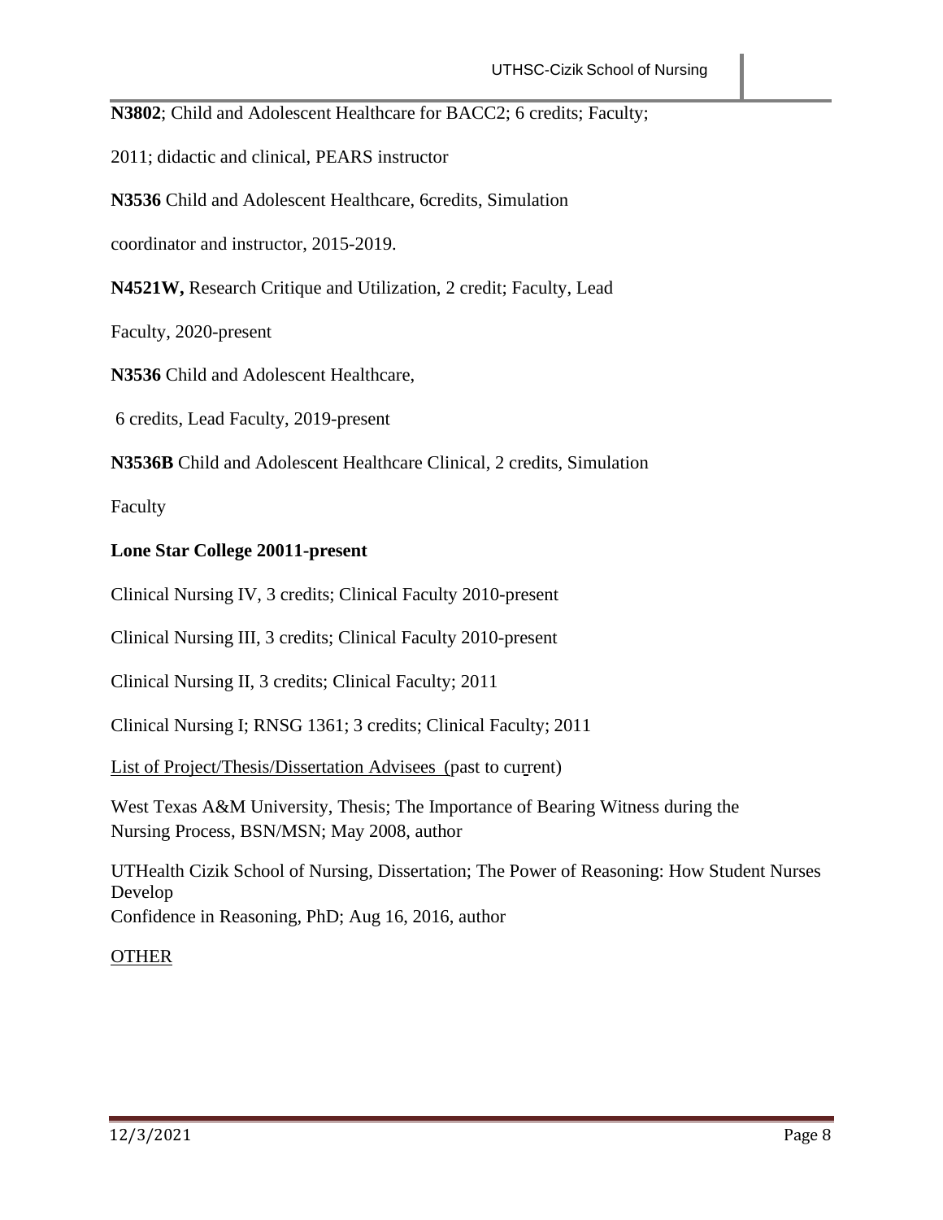**N3802**; Child and Adolescent Healthcare for BACC2; 6 credits; Faculty; 2011; didactic and clinical, PEARS instructor

**N3536** Child and Adolescent Healthcare, 6credits, Simulation coordinator and instructor, 2015-2019.

**N4521W,** Research Critique and Utilization, 2 credit; Faculty, Lead Faculty, 2020-present

**N3536** Child and Adolescent Healthcare, 6 credits, Lead Faculty, 2019-present

**N3536B** Child and Adolescent Healthcare Clinical, 2 credits, Simulation Faculty

**Lone Star College 20011-present**

Clinical Nursing IV, 3 credits; Clinical Faculty 2010-present

Clinical Nursing III, 3 credits; Clinical Faculty 2010-present

Clinical Nursing II, 3 credits; Clinical Faculty; 2011

Clinical Nursing I; RNSG 1361; 3 credits; Clinical Faculty; 2011

<u>List of Project/Thesis/Dissertation Advisees (</u>past to current)

West Texas A&M University, Thesis; The Importance of Bearing Witness during the Nursing Process, BSN/MSN; May 2008, author

UTHealth Cizik School of Nursing, Dissertation; The Power of Reasoning: How Student Nurses Develop Confidence in Reasoning, PhD; Aug 16, 2016, author

<u>OTHER</u>